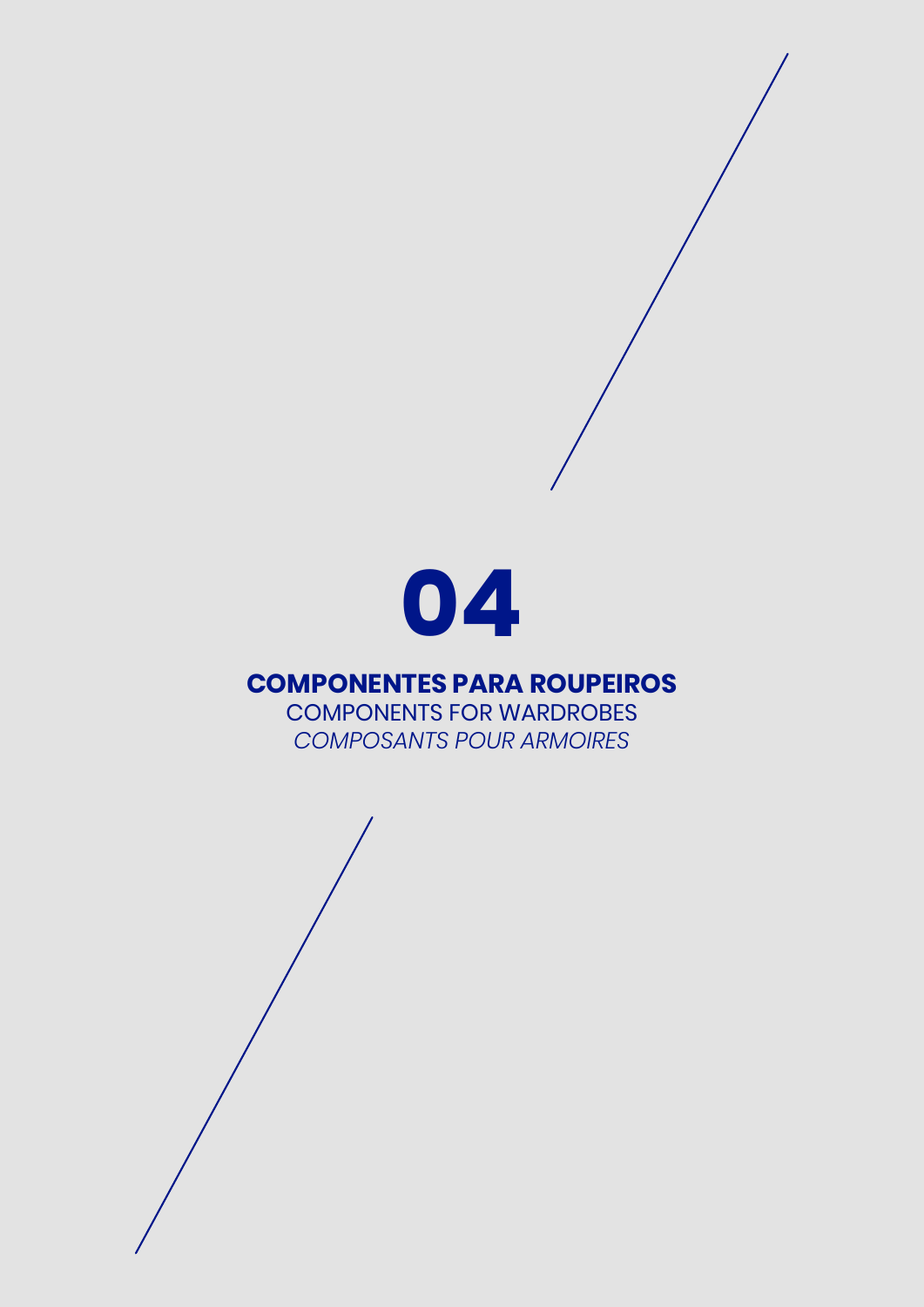# 04

**COMPONENTES PARA ROUPEIROS**

COMPONENTS FOR WARDROBES

*COMPOSANTS POUR ARMOIRES*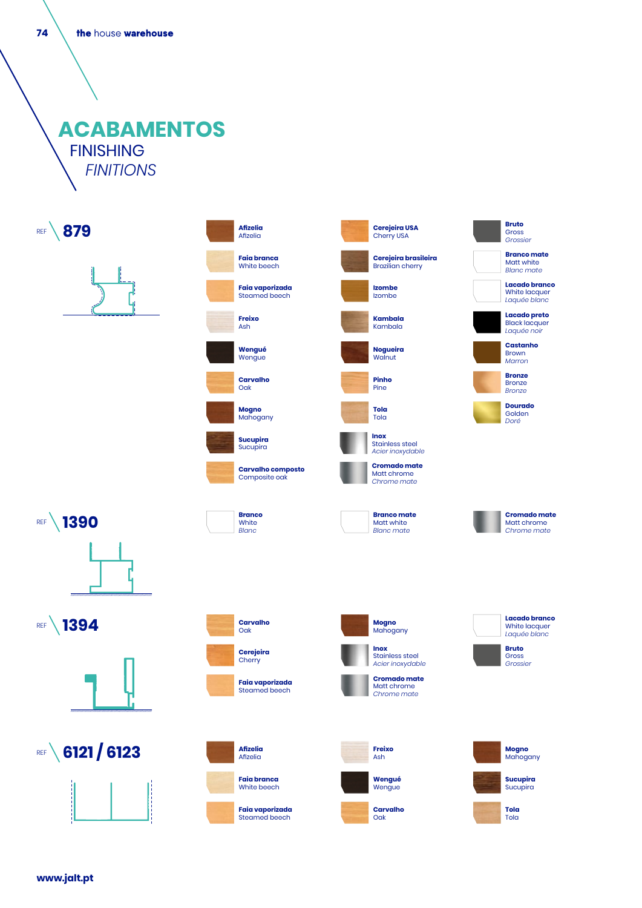# ACABAMENTOS

## FINISHING

### *FINITIONS*

REF **879**

- **Afizelia** Afizelia
- **Faia branca** White beech
- **Faia vaporizada** Steamed beech
- **Freixo** Ash
- **Wengué** Wengue
- **Carvalho** Oak
- **Mogno** Mahogany
- **Sucupira** Sucupira
- **Carvalho composto** Composite oak
- **Cerejeira USA** Cherry USA
- **Cerejeira brasileira** Brazilian cherry
- **Izombe** Izombe
- **Kambala** Kambala
- **Nogueira** Walnut
- **Pinho** Pine
- **Tola** Tola
- **Inox** Stainless steel *Acier inoxydable*
- **Cromado mate** Matt chrome *Chrome mate*
- **Bruto** Gross *Grossier*
- **Branco mate** Matt white *Blanc mate*
- **Lacado branco** White lacquer *Laquée blanc*
- **Lacado preto** Black lacquer *Laquée noir*
- **Castanho** Brown *Marron*
- **Bronze** Bronze *Bronze*
- **Dourado** Golden *Doré*

REF **1390**

- **Branco** White *Blanc*
- **Branco mate** Matt white *Blanc mate*
- **Cromado mate** Matt chrome *Chrome mate*

REF **1394**

- **Carvalho** Oak
- **Cerejeira** Cherry
- **Faia vaporizada** Steamed beech
- **Mogno** Mahogany
- **Inox** Stainless steel *Acier inoxydable*
- **Cromado mate** Matt chrome *Chrome mate*
- **Lacado branco** White lacquer *Laquée blanc*
- **Bruto** Gross *Grossier*

REF **6121 / 6123**

- **Afizelia** Afizelia
- **Faia branca** White beech
- **Faia vaporizada** Steamed beech
- **Freixo** Ash
- **Wengué** Wengue
- **Carvalho** Oak
- **Mogno** Mahogany
- **Sucupira** Sucupira
- **Tola** Tola

**www.jalt.pt**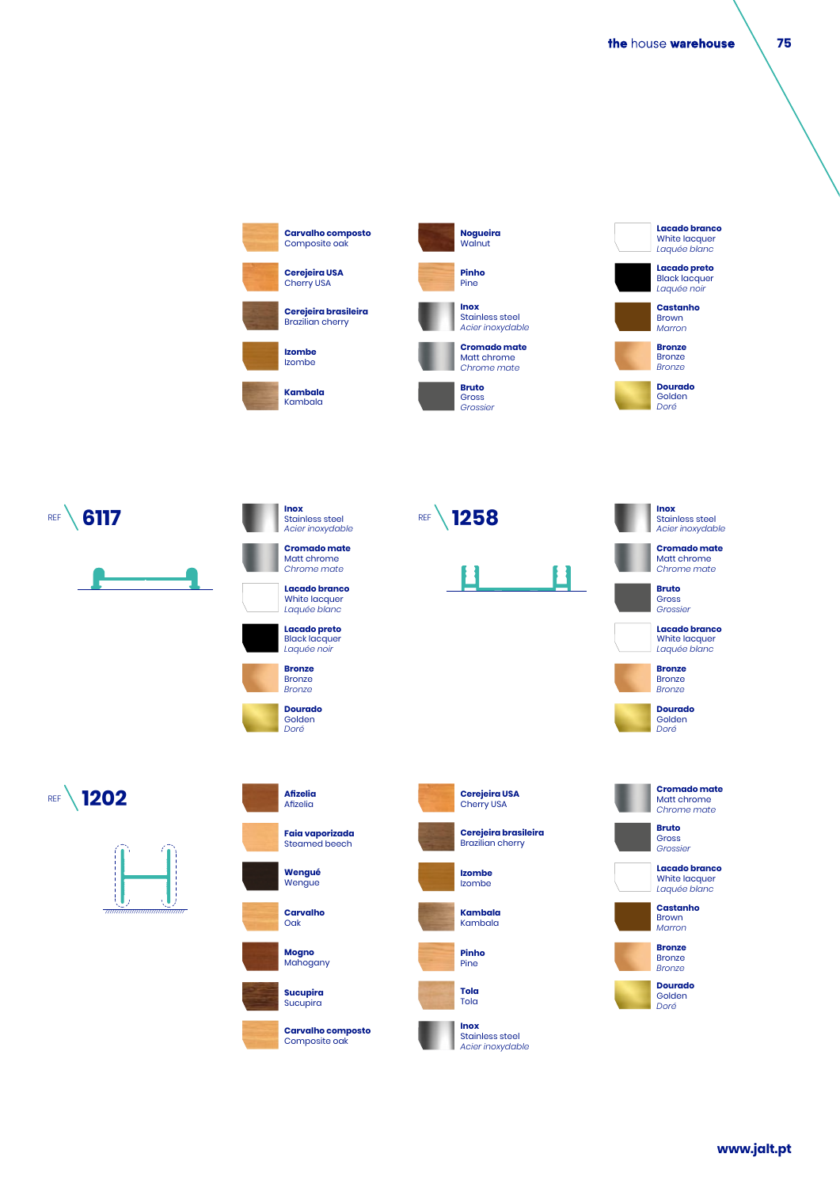**Carvalho composto**
Composite oak

**Cerejeira USA**
Cherry USA

**Cerejeira brasileira**
Brazilian cherry

**Izombe**
Izombe

**Kambala**
Kambala

**Nogueira**
Walnut

**Pinho**
Pine

**Inox**
Stainless steel
*Acier inoxydable*

**Cromado mate**
Matt chrome
*Chrome mate*

**Bruto**
Gross
*Grossier*

**Lacado branco**
White lacquer
*Laquée blanc*

**Lacado preto**
Black lacquer
*Laquée noir*

**Castanho**
Brown
*Marron*

**Bronze**
Bronze
*Bronze*

**Dourado**
Golden
*Doré*

## REF 6117

**Inox**
Stainless steel
*Acier inoxydable*

**Cromado mate**
Matt chrome
*Chrome mate*

**Lacado branco**
White lacquer
*Laquée blanc*

**Lacado preto**
Black lacquer
*Laquée noir*

**Bronze**
Bronze
*Bronze*

**Dourado**
Golden
*Doré*

## REF 1258

**Inox**
Stainless steel
*Acier inoxydable*

**Cromado mate**
Matt chrome
*Chrome mate*

**Bruto**
Gross
*Grossier*

**Lacado branco**
White lacquer
*Laquée blanc*

**Bronze**
Bronze
*Bronze*

**Dourado**
Golden
*Doré*

## REF 1202

**Afizelia**
Afizelia

**Faia vaporizada**
Steamed beech

**Wengué**
Wengue

**Carvalho**
Oak

**Mogno**
Mahogany

**Sucupira**
Sucupira

**Carvalho composto**
Composite oak

**Cerejeira USA**
Cherry USA

**Cerejeira brasileira**
Brazilian cherry

**Izombe**
Izombe

**Kambala**
Kambala

**Pinho**
Pine

**Tola**
Tola

**Inox**
Stainless steel
*Acier inoxydable*

**Cromado mate**
Matt chrome
*Chrome mate*

**Bruto**
Gross
*Grossier*

**Lacado branco**
White lacquer
*Laquée blanc*

**Castanho**
Brown
*Marron*

**Bronze**
Bronze
*Bronze*

**Dourado**
Golden
*Doré*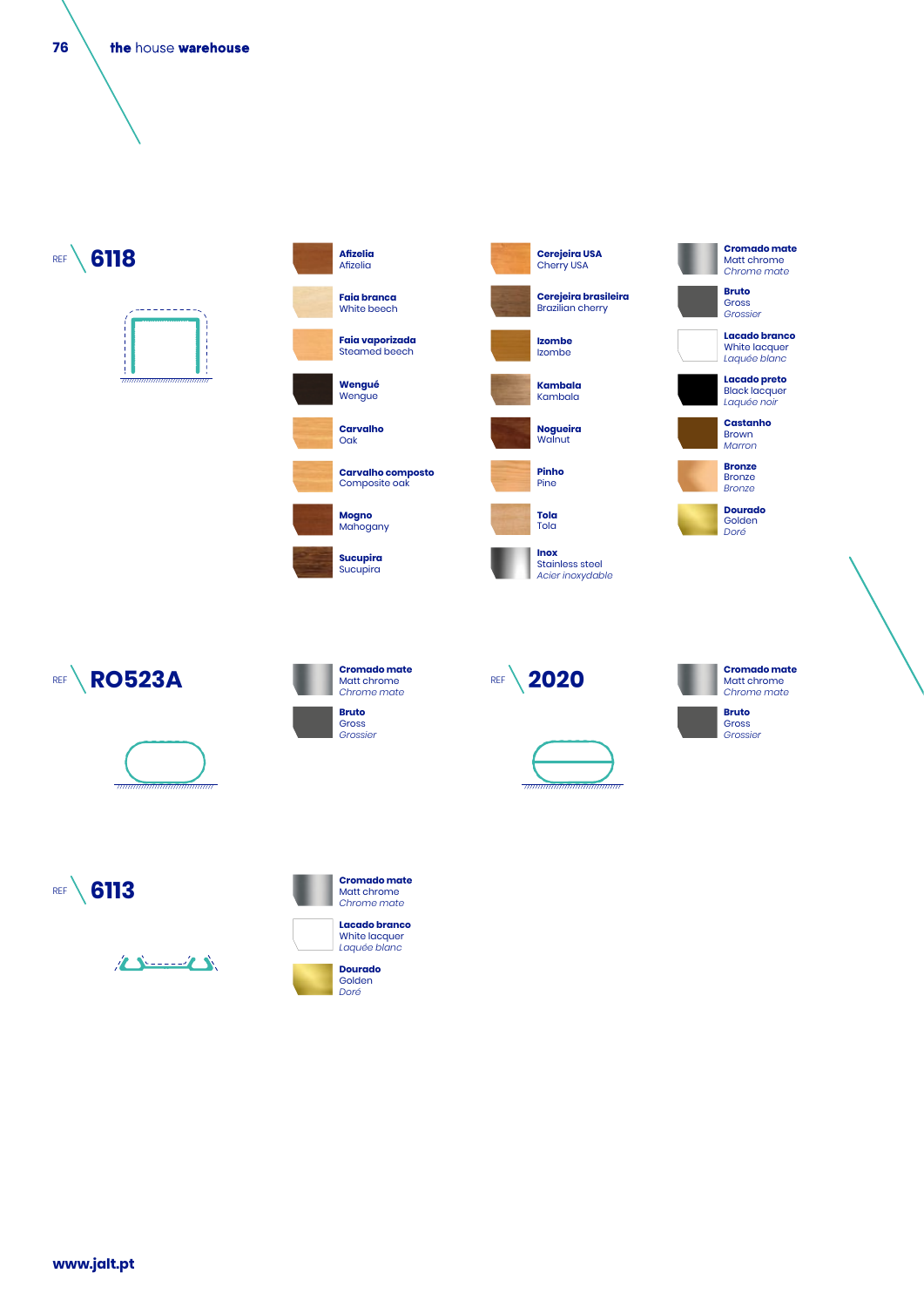## REF 6118

- **Afizelia** Afizelia
- **Faia branca** White beech
- **Faia vaporizada** Steamed beech
- **Wengué** Wengue
- **Carvalho** Oak
- **Carvalho composto** Composite oak
- **Mogno** Mahogany
- **Sucupira** Sucupira
- **Cerejeira USA** Cherry USA
- **Cerejeira brasileira** Brazilian cherry
- **Izombe** Izombe
- **Kambala** Kambala
- **Nogueira** Walnut
- **Pinho** Pine
- **Tola** Tola
- **Inox** Stainless steel *Acier inoxydable*
- **Cromado mate** Matt chrome *Chrome mate*
- **Bruto** Gross *Grossier*
- **Lacado branco** White lacquer *Laquée blanc*
- **Lacado preto** Black lacquer *Laquée noir*
- **Castanho** Brown *Marron*
- **Bronze** Bronze *Bronze*
- **Dourado** Golden *Doré*

## REF RO523A

- **Cromado mate** Matt chrome *Chrome mate*
- **Bruto** Gross *Grossier*

## REF 2020

- **Cromado mate** Matt chrome *Chrome mate*
- **Bruto** Gross *Grossier*

## REF 6113

- **Cromado mate** Matt chrome *Chrome mate*
- **Lacado branco** White lacquer *Laquée blanc*
- **Dourado** Golden *Doré*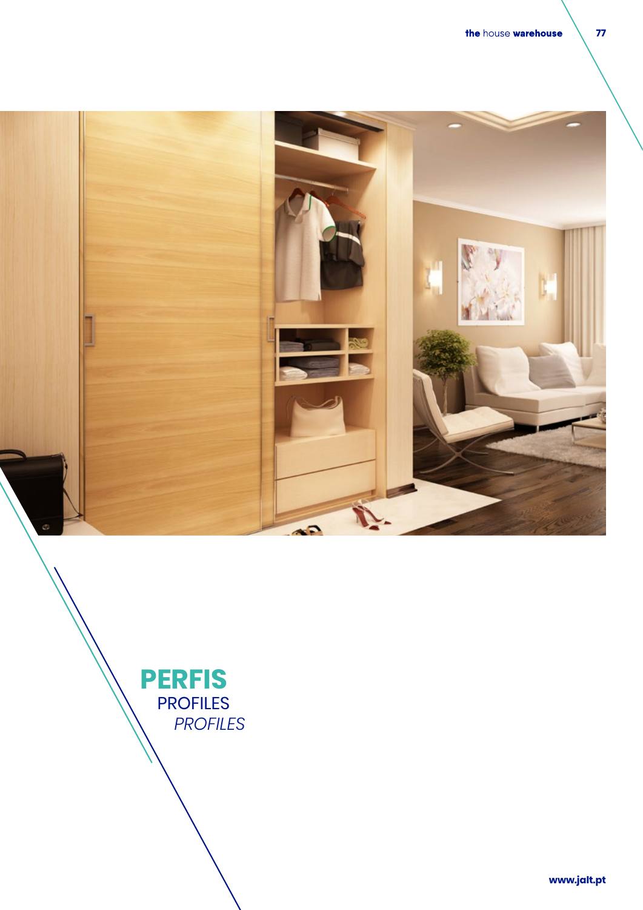# PERFIS

PROFILES

*PROFILES*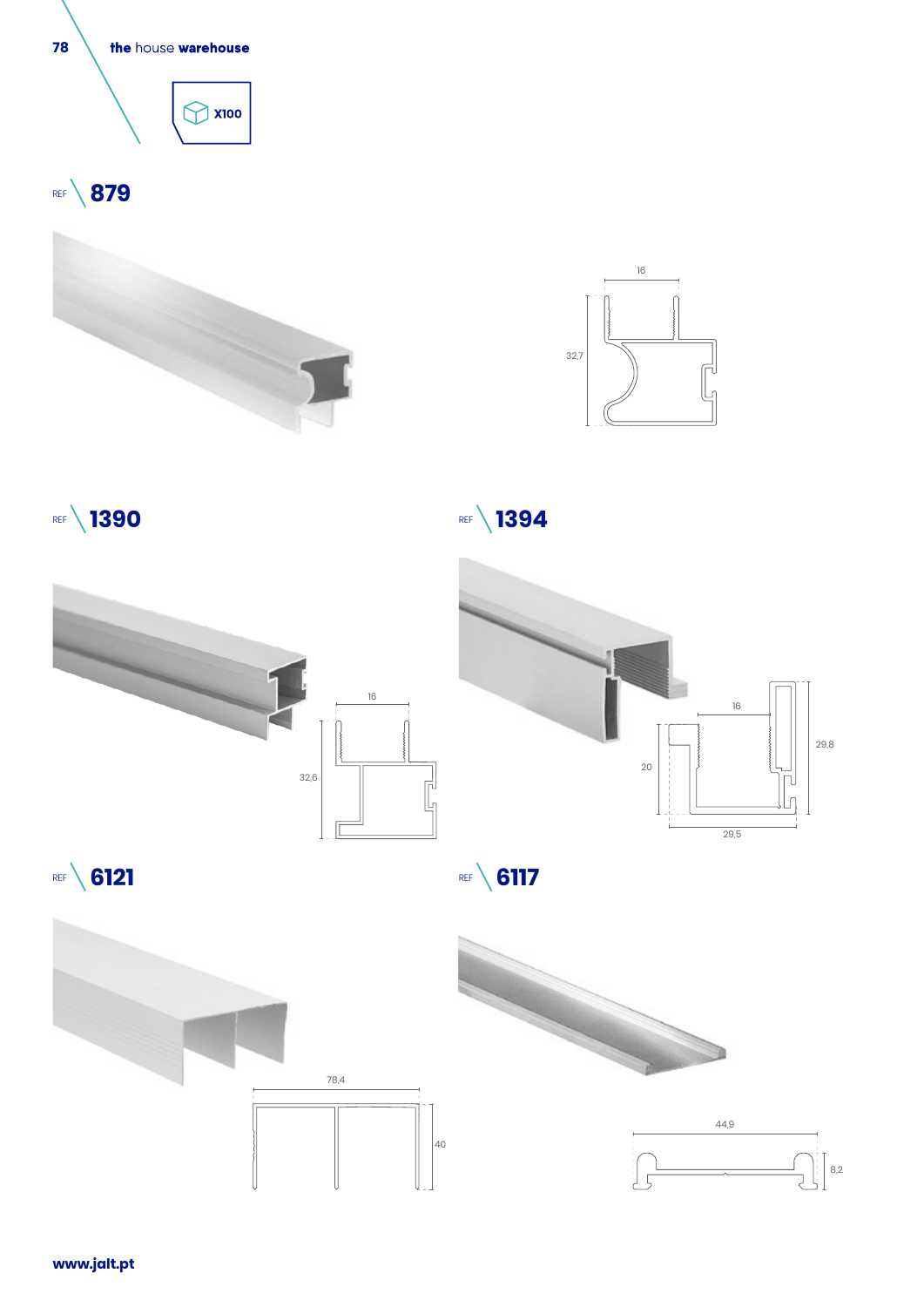X100

## REF 879

16

32,7

## REF 1390

16

32,6

## REF 1394

16

20

29,8

29,5

## REF 6121

78,4

40

## REF 6117

44,9

8,2

www.jalt.pt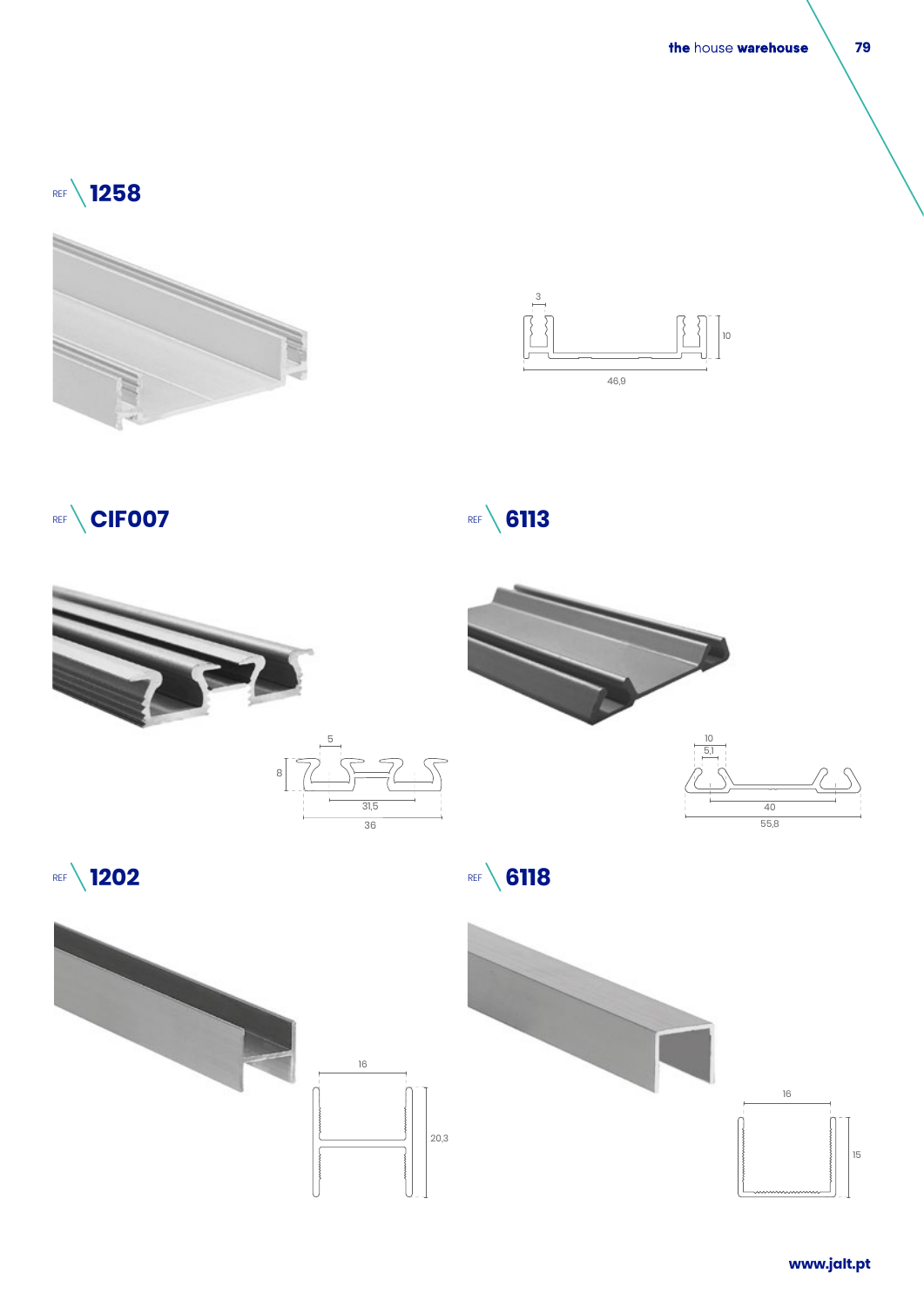## REF 1258

3

10

46,9

## REF CIF007

5

8

31,5

36

## REF 6113

10

5,1

40

55,8

## REF 1202

16

20,3

## REF 6118

16

15

www.jalt.pt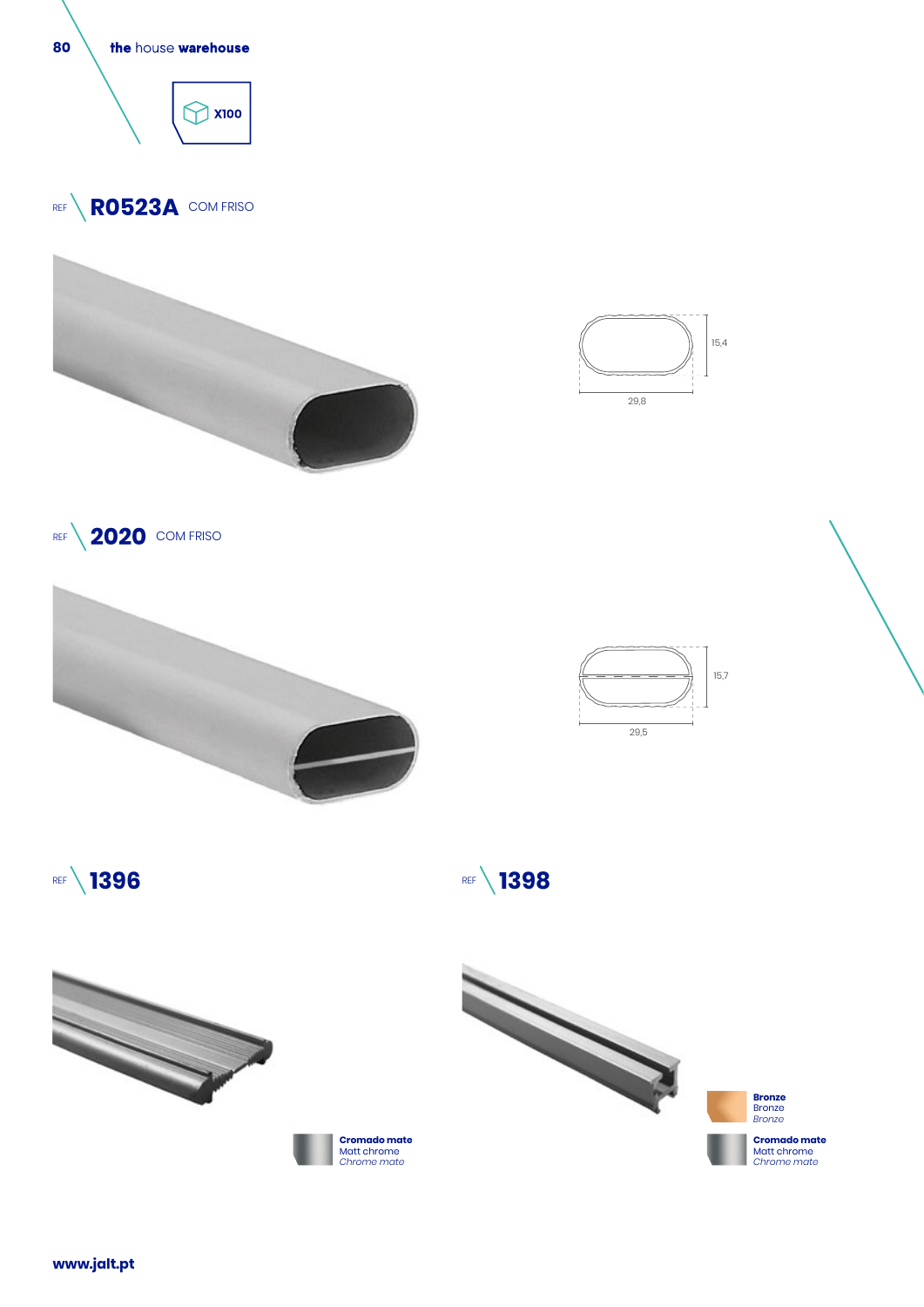X100

REF **R0523A** COM FRISO

15,4

29,8

REF **2020** COM FRISO

15,7

29,5

REF **1396**

**Cromado mate**
Matt chrome
*Chrome mate*

REF **1398**

**Bronze**
Bronze
*Bronze*

**Cromado mate**
Matt chrome
*Chrome mate*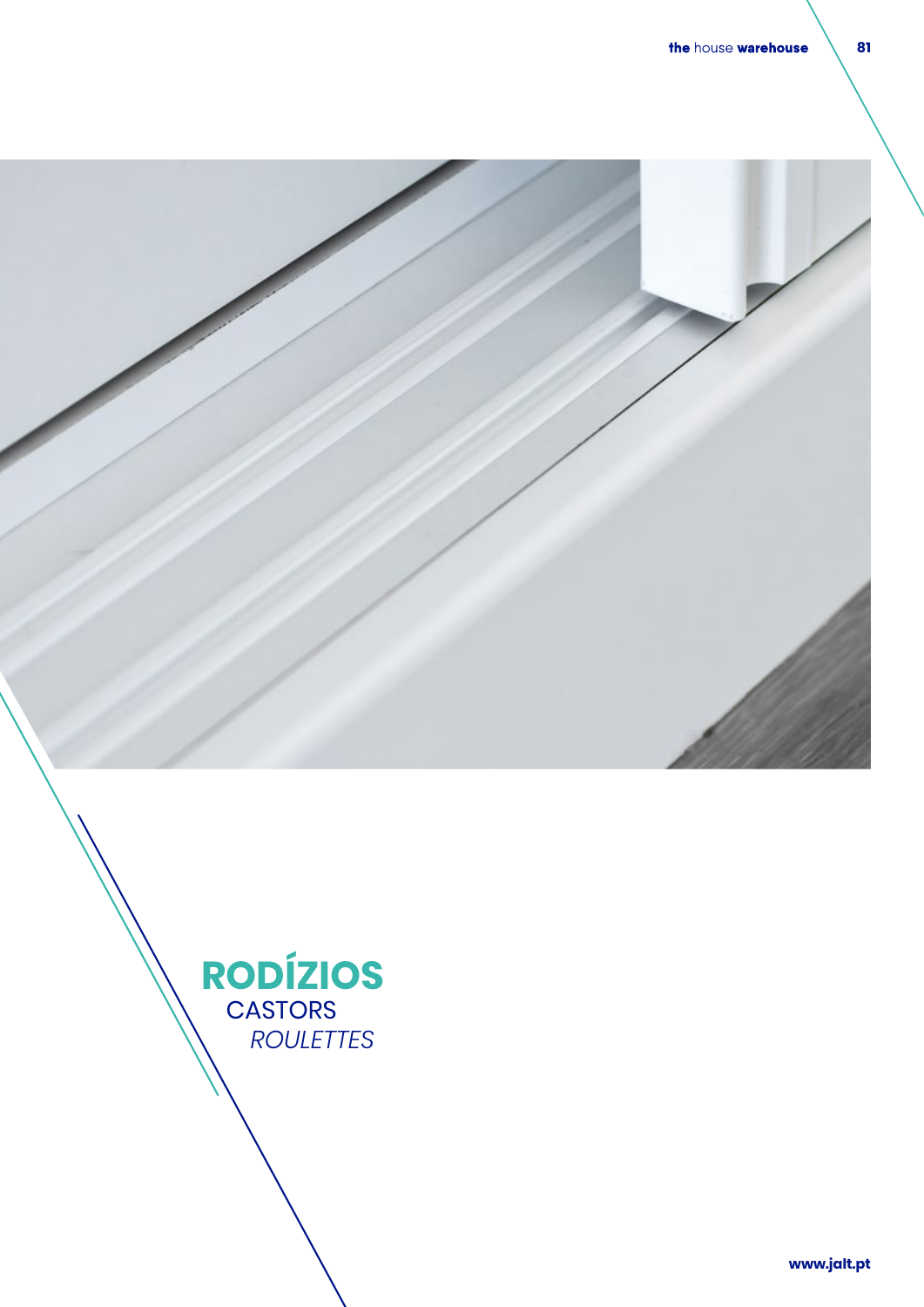# RODÍZIOS

CASTORS

*ROULETTES*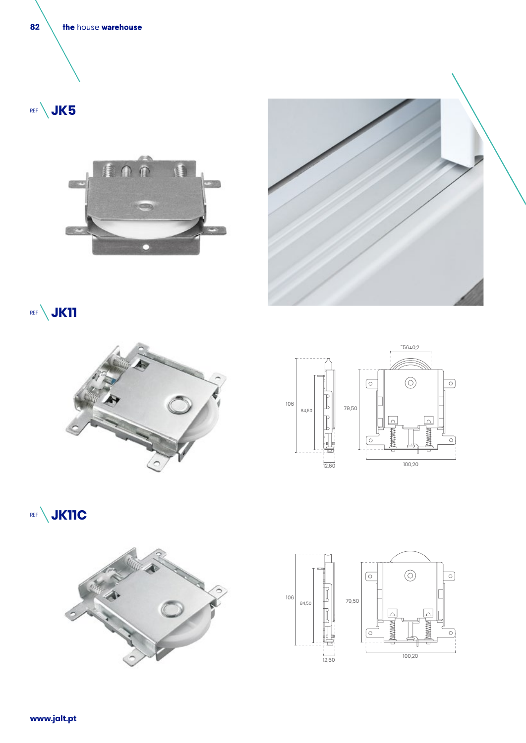REF **JK5**

REF **JK11**

56±0,2

106

84,50

79,50

12,60

100,20

REF **JK11C**

106

84,50

79,50

12,60

100,20

**www.jalt.pt**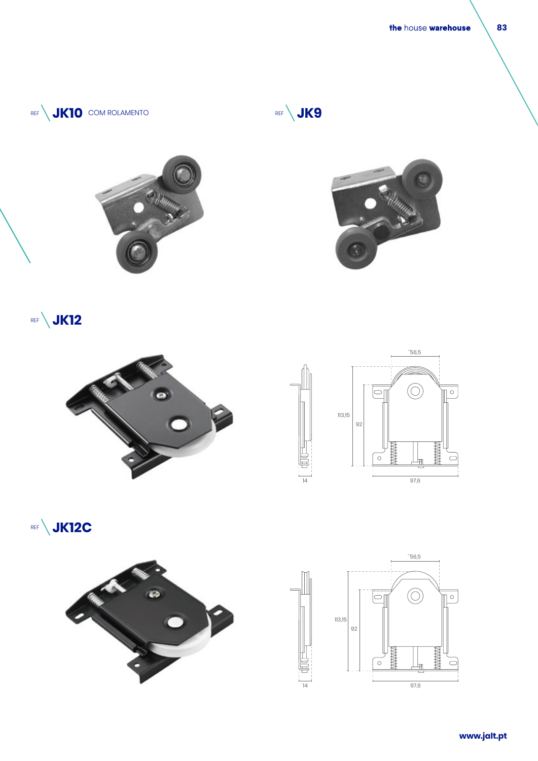REF **JK10** COM ROLAMENTO

REF **JK9**

REF **JK12**

56,5

113,15

92

14

97,6

REF **JK12C**

56,5

113,15

92

14

97,6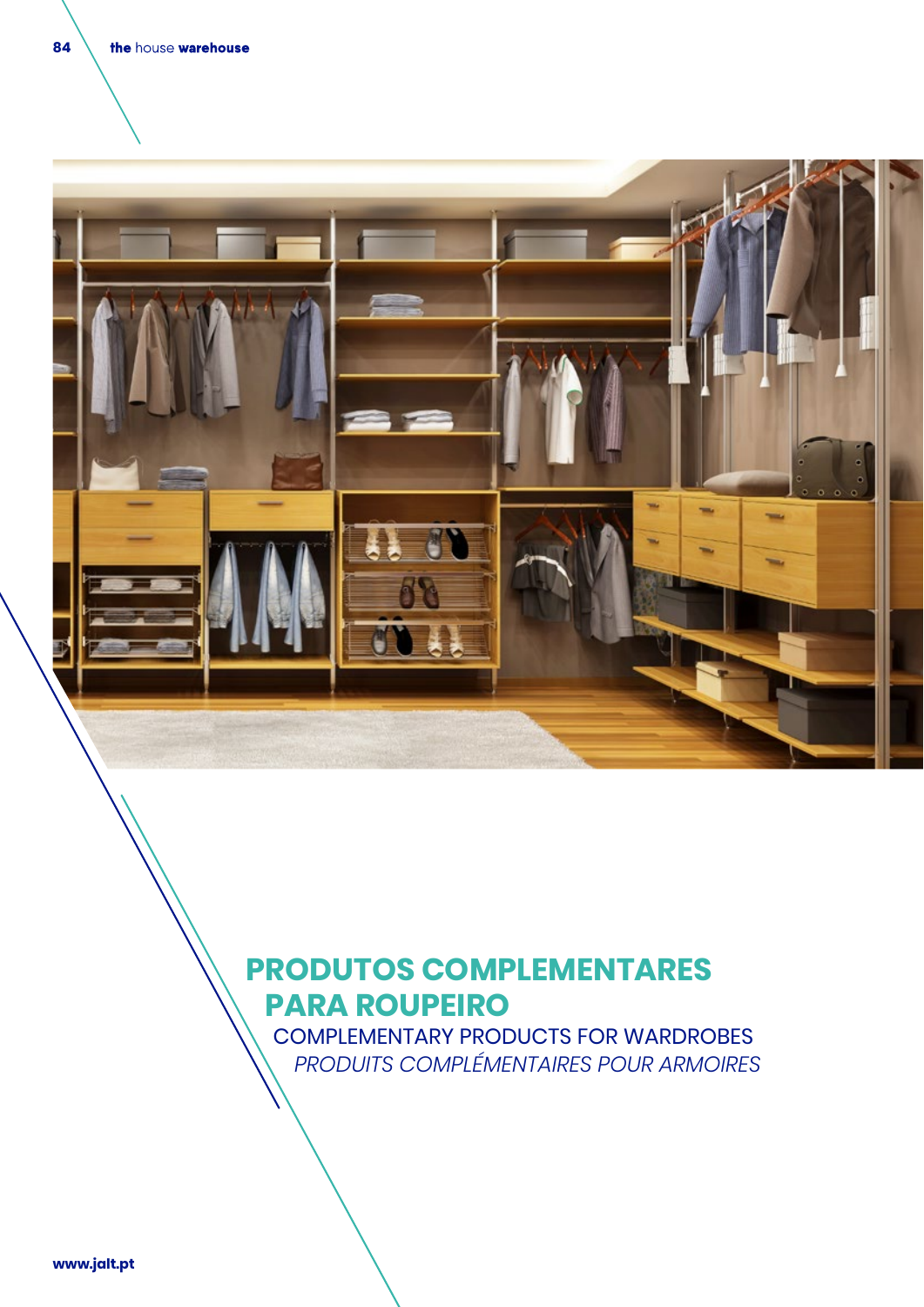# PRODUTOS COMPLEMENTARES PARA ROUPEIRO

COMPLEMENTARY PRODUCTS FOR WARDROBES

*PRODUITS COMPLÉMENTAIRES POUR ARMOIRES*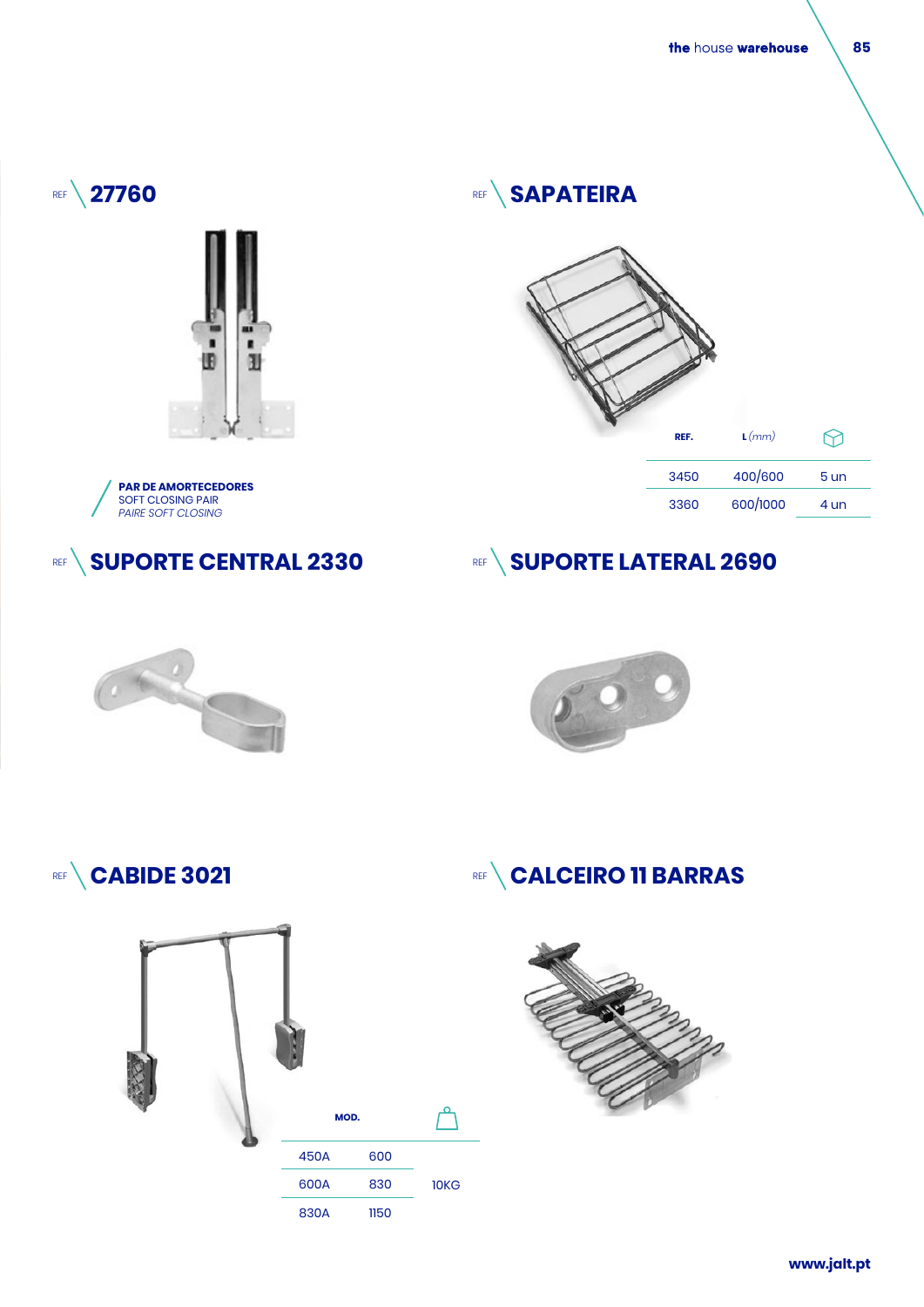## REF 27760

**PAR DE AMORTECEDORES**
SOFT CLOSING PAIR
*PAIRE SOFT CLOSING*

## REF SAPATEIRA

| REF. | L (mm) | |
|---|---|---|
| 3450 | 400/600 | 5 un |
| 3360 | 600/1000 | 4 un |

## REF SUPORTE CENTRAL 2330

## REF SUPORTE LATERAL 2690

## REF CABIDE 3021

| MOD. | | |
|---|---|---|
| 450A | 600 | |
| 600A | 830 | 10KG |
| 830A | 1150 | |

## REF CALCEIRO 11 BARRAS

www.jalt.pt